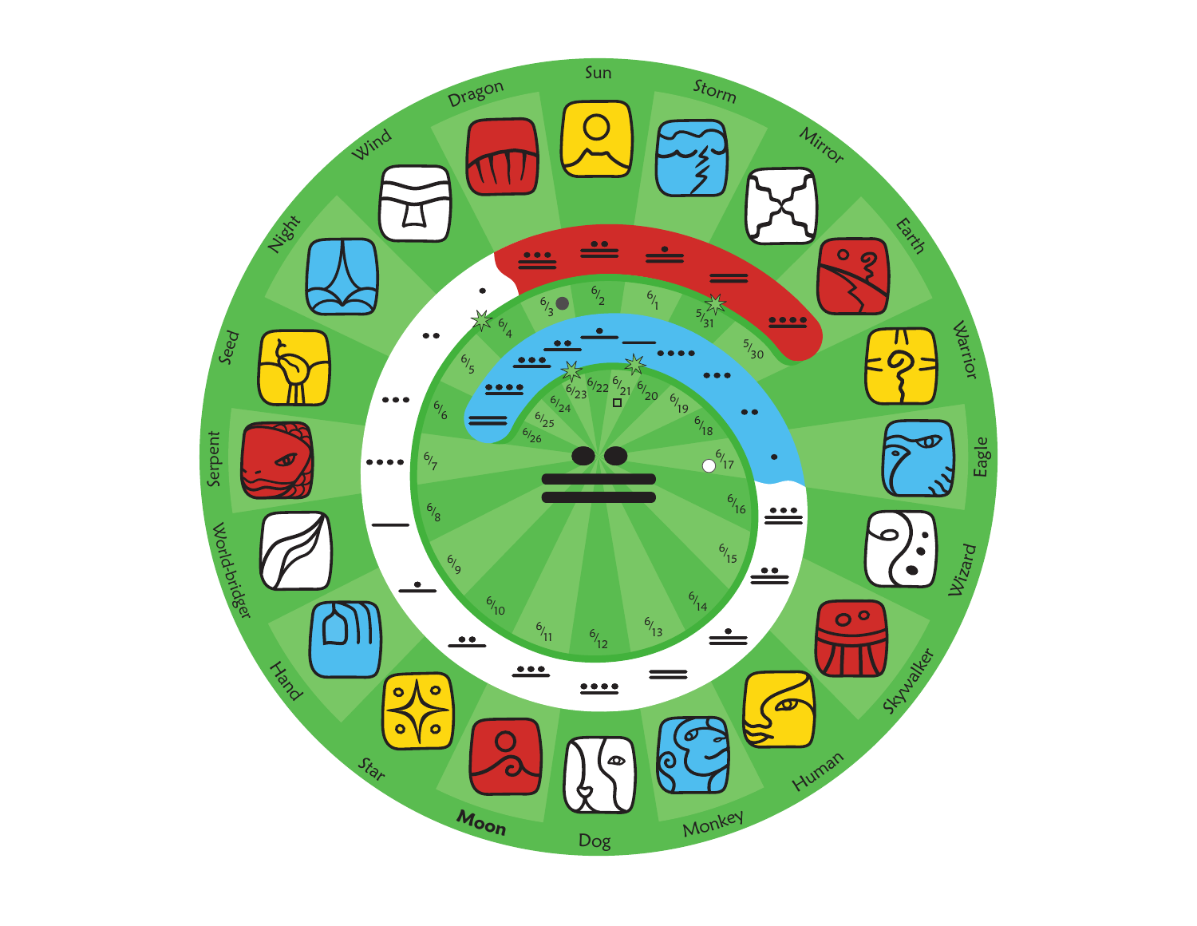Sun

Storm

Mirror

Earth

Warrior

Eagle

Wizard

Skywalker

Human

Monkey

Dog

**Moon**

Star

Hand

World-bridger

Serpent

Seed

Night

Wind

Dragon

5/30 5/31 6/1 6/2 6/3 6/4 6/5 6/6 6/7 6/8 6/9 6/10 6/11 6/12 6/13 6/14 6/15 6/16 6/17 6/18 6/19 6/20 6/21 6/22 6/23 6/24 6/25 6/26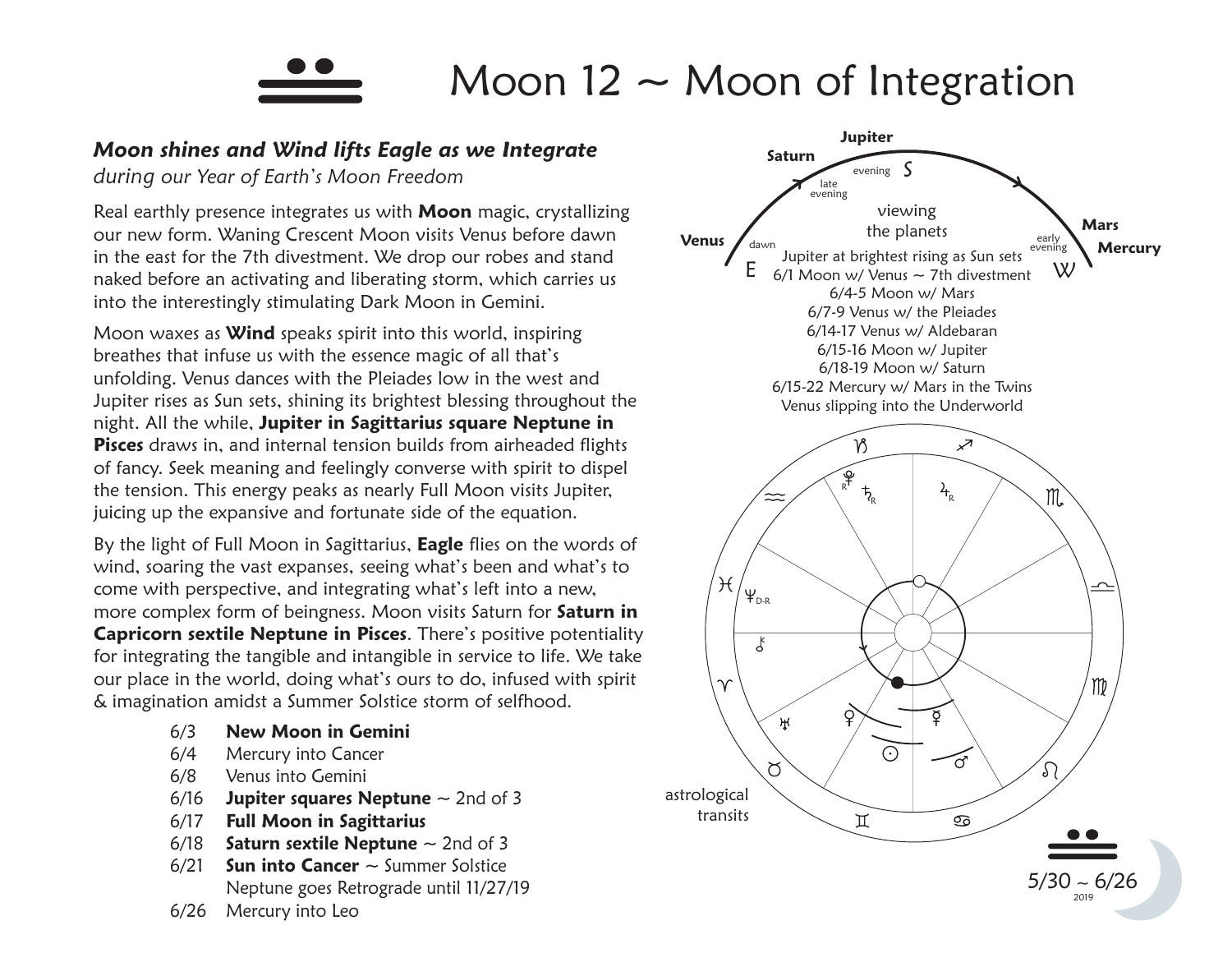# Moon 12 ~ Moon of Integration

***Moon shines and Wind lifts Eagle as we Integrate***
*during our Year of Earth's Moon Freedom*

Real earthly presence integrates us with **Moon** magic, crystallizing our new form. Waning Crescent Moon visits Venus before dawn in the east for the 7th divestment. We drop our robes and stand naked before an activating and liberating storm, which carries us into the interestingly stimulating Dark Moon in Gemini.

Moon waxes as **Wind** speaks spirit into this world, inspiring breathes that infuse us with the essence magic of all that's unfolding. Venus dances with the Pleiades low in the west and Jupiter rises as Sun sets, shining its brightest blessing throughout the night. All the while, **Jupiter in Sagittarius square Neptune in Pisces** draws in, and internal tension builds from airheaded flights of fancy. Seek meaning and feelingly converse with spirit to dispel the tension. This energy peaks as nearly Full Moon visits Jupiter, juicing up the expansive and fortunate side of the equation.

By the light of Full Moon in Sagittarius, **Eagle** flies on the words of wind, soaring the vast expanses, seeing what's been and what's to come with perspective, and integrating what's left into a new, more complex form of beingness. Moon visits Saturn for **Saturn in Capricorn sextile Neptune in Pisces**. There's positive potentiality for integrating the tangible and intangible in service to life. We take our place in the world, doing what's ours to do, infused with spirit & imagination amidst a Summer Solstice storm of selfhood.

- 6/3 **New Moon in Gemini**
- 6/4 Mercury into Cancer
- 6/8 Venus into Gemini
- 6/16 **Jupiter squares Neptune** ~ 2nd of 3
- 6/17 **Full Moon in Sagittarius**
- 6/18 **Saturn sextile Neptune** ~ 2nd of 3
- 6/21 **Sun into Cancer** ~ Summer Solstice
  Neptune goes Retrograde until 11/27/19
- 6/26 Mercury into Leo

Jupiter
Saturn
evening S
late evening
viewing the planets
Venus
dawn
E
Mars
Mercury
early evening
W

Jupiter at brightest rising as Sun sets
6/1 Moon w/ Venus ~ 7th divestment
6/4-5 Moon w/ Mars
6/7-9 Venus w/ the Pleiades
6/14-17 Venus w/ Aldebaran
6/15-16 Moon w/ Jupiter
6/18-19 Moon w/ Saturn
6/15-22 Mercury w/ Mars in the Twins
Venus slipping into the Underworld

astrological transits

5/30 ~ 6/26
2019